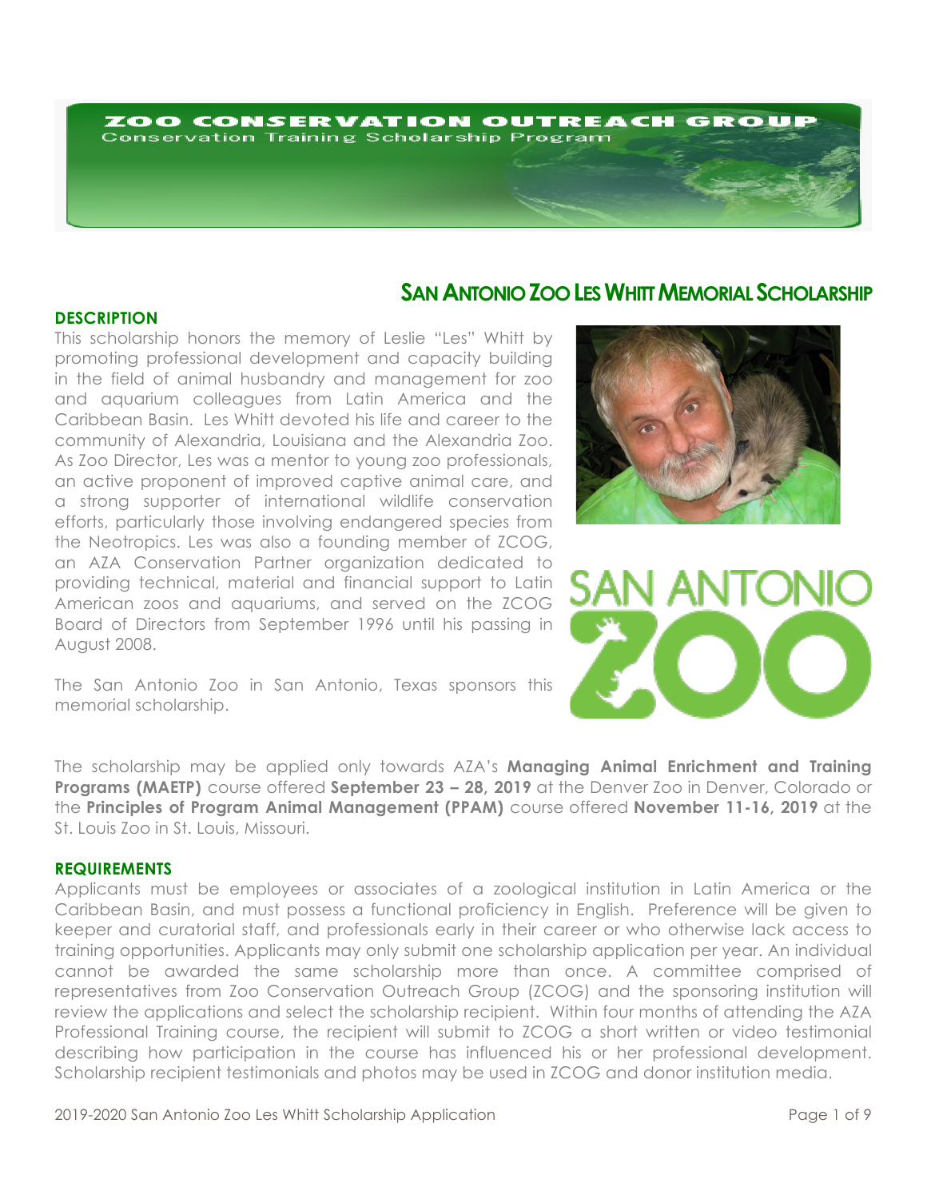**ZOO CONSERVATION OUTREACH GROUP**
Conservation Training Scholarship Program

# SAN ANTONIO ZOO LES WHITT MEMORIAL SCHOLARSHIP

## DESCRIPTION

This scholarship honors the memory of Leslie "Les" Whitt by promoting professional development and capacity building in the field of animal husbandry and management for zoo and aquarium colleagues from Latin America and the Caribbean Basin. Les Whitt devoted his life and career to the community of Alexandria, Louisiana and the Alexandria Zoo. As Zoo Director, Les was a mentor to young zoo professionals, an active proponent of improved captive animal care, and a strong supporter of international wildlife conservation efforts, particularly those involving endangered species from the Neotropics. Les was also a founding member of ZCOG, an AZA Conservation Partner organization dedicated to providing technical, material and financial support to Latin American zoos and aquariums, and served on the ZCOG Board of Directors from September 1996 until his passing in August 2008.

The San Antonio Zoo in San Antonio, Texas sponsors this memorial scholarship.

The scholarship may be applied only towards AZA's **Managing Animal Enrichment and Training Programs (MAETP)** course offered **September 23 – 28, 2019** at the Denver Zoo in Denver, Colorado or the **Principles of Program Animal Management (PPAM)** course offered **November 11-16, 2019** at the St. Louis Zoo in St. Louis, Missouri.

## REQUIREMENTS

Applicants must be employees or associates of a zoological institution in Latin America or the Caribbean Basin, and must possess a functional proficiency in English. Preference will be given to keeper and curatorial staff, and professionals early in their career or who otherwise lack access to training opportunities. Applicants may only submit one scholarship application per year. An individual cannot be awarded the same scholarship more than once. A committee comprised of representatives from Zoo Conservation Outreach Group (ZCOG) and the sponsoring institution will review the applications and select the scholarship recipient. Within four months of attending the AZA Professional Training course, the recipient will submit to ZCOG a short written or video testimonial describing how participation in the course has influenced his or her professional development. Scholarship recipient testimonials and photos may be used in ZCOG and donor institution media.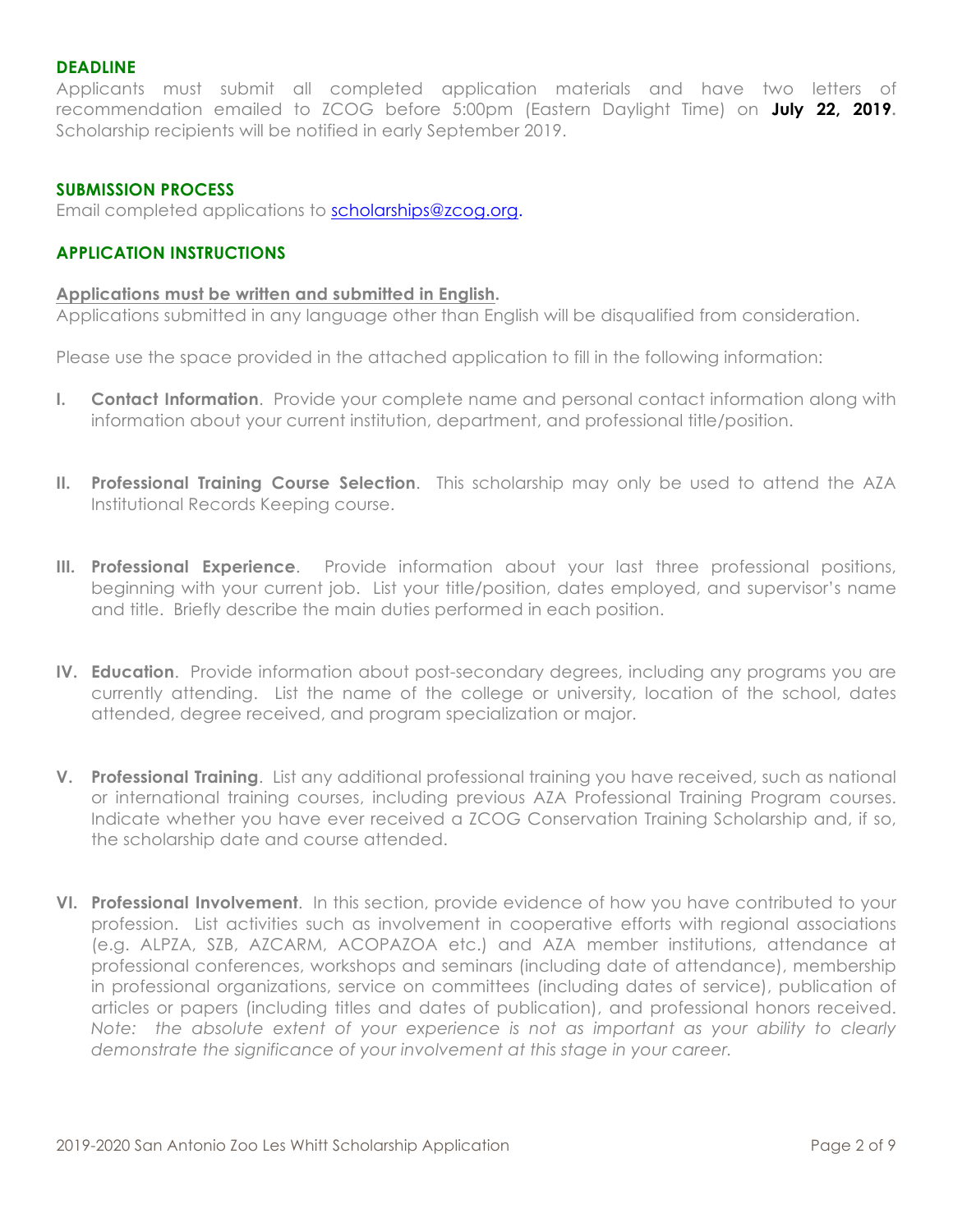## DEADLINE

Applicants must submit all completed application materials and have two letters of recommendation emailed to ZCOG before 5:00pm (Eastern Daylight Time) on **July 22, 2019**. Scholarship recipients will be notified in early September 2019.

## SUBMISSION PROCESS

Email completed applications to scholarships@zcog.org.

## APPLICATION INSTRUCTIONS

**Applications must be written and submitted in English.**
Applications submitted in any language other than English will be disqualified from consideration.

Please use the space provided in the attached application to fill in the following information:

I. **Contact Information**. Provide your complete name and personal contact information along with information about your current institution, department, and professional title/position.

II. **Professional Training Course Selection**. This scholarship may only be used to attend the AZA Institutional Records Keeping course.

III. **Professional Experience**. Provide information about your last three professional positions, beginning with your current job. List your title/position, dates employed, and supervisor's name and title. Briefly describe the main duties performed in each position.

IV. **Education**. Provide information about post-secondary degrees, including any programs you are currently attending. List the name of the college or university, location of the school, dates attended, degree received, and program specialization or major.

V. **Professional Training**. List any additional professional training you have received, such as national or international training courses, including previous AZA Professional Training Program courses. Indicate whether you have ever received a ZCOG Conservation Training Scholarship and, if so, the scholarship date and course attended.

VI. **Professional Involvement**. In this section, provide evidence of how you have contributed to your profession. List activities such as involvement in cooperative efforts with regional associations (e.g. ALPZA, SZB, AZCARM, ACOPAZOA etc.) and AZA member institutions, attendance at professional conferences, workshops and seminars (including date of attendance), membership in professional organizations, service on committees (including dates of service), publication of articles or papers (including titles and dates of publication), and professional honors received. *Note: the absolute extent of your experience is not as important as your ability to clearly demonstrate the significance of your involvement at this stage in your career.*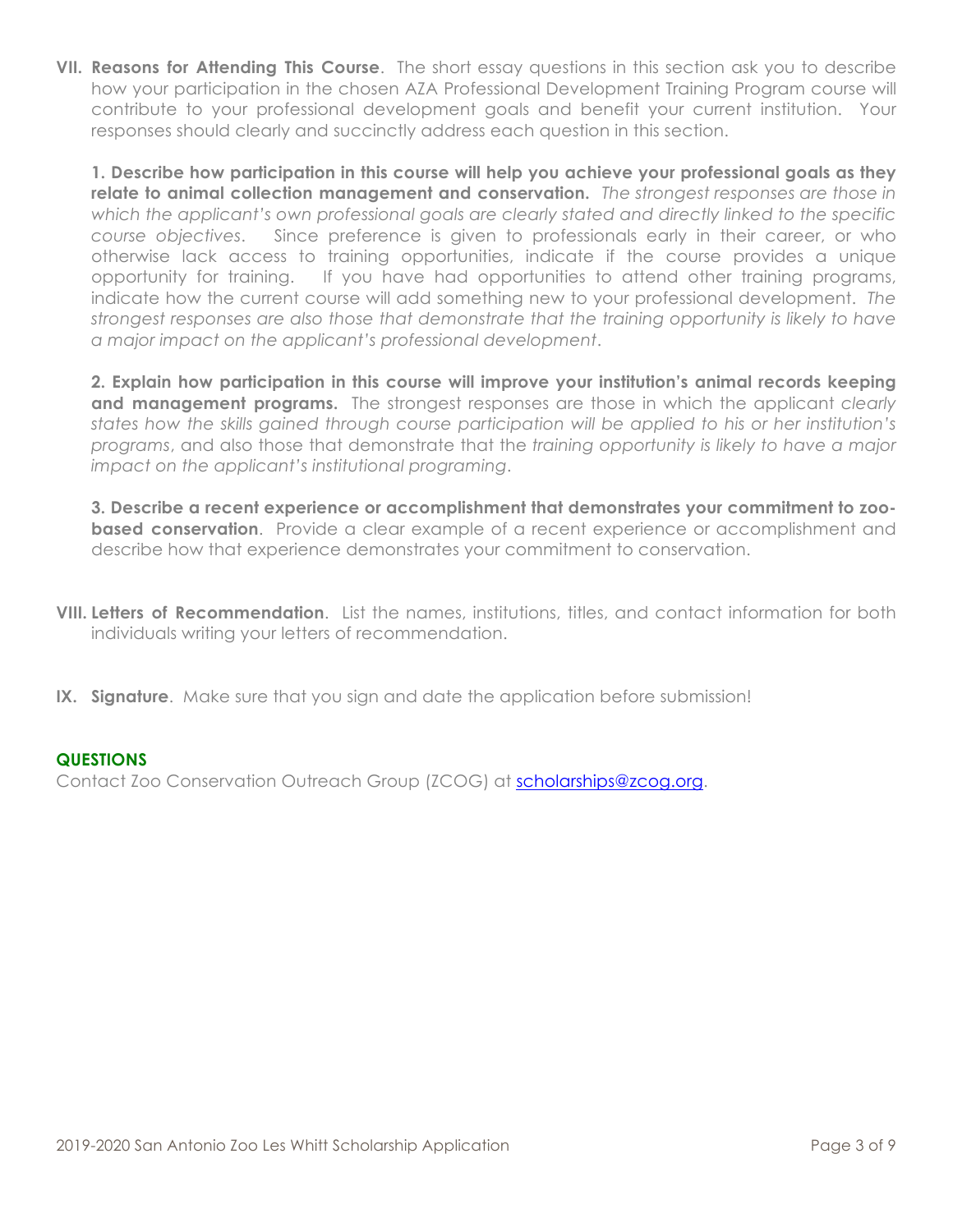**VII. Reasons for Attending This Course**. The short essay questions in this section ask you to describe how your participation in the chosen AZA Professional Development Training Program course will contribute to your professional development goals and benefit your current institution. Your responses should clearly and succinctly address each question in this section.

**1. Describe how participation in this course will help you achieve your professional goals as they relate to animal collection management and conservation.** *The strongest responses are those in which the applicant's own professional goals are clearly stated and directly linked to the specific course objectives*. Since preference is given to professionals early in their career, or who otherwise lack access to training opportunities, indicate if the course provides a unique opportunity for training. If you have had opportunities to attend other training programs, indicate how the current course will add something new to your professional development. *The strongest responses are also those that demonstrate that the training opportunity is likely to have a major impact on the applicant's professional development*.

**2. Explain how participation in this course will improve your institution's animal records keeping and management programs.** The strongest responses are those in which the applicant *clearly states how the skills gained through course participation will be applied to his or her institution's programs*, and also those that demonstrate that the *training opportunity is likely to have a major impact on the applicant's institutional programing*.

**3. Describe a recent experience or accomplishment that demonstrates your commitment to zoo-based conservation**. Provide a clear example of a recent experience or accomplishment and describe how that experience demonstrates your commitment to conservation.

**VIII. Letters of Recommendation**. List the names, institutions, titles, and contact information for both individuals writing your letters of recommendation.

**IX. Signature**. Make sure that you sign and date the application before submission!

## QUESTIONS

Contact Zoo Conservation Outreach Group (ZCOG) at scholarships@zcog.org.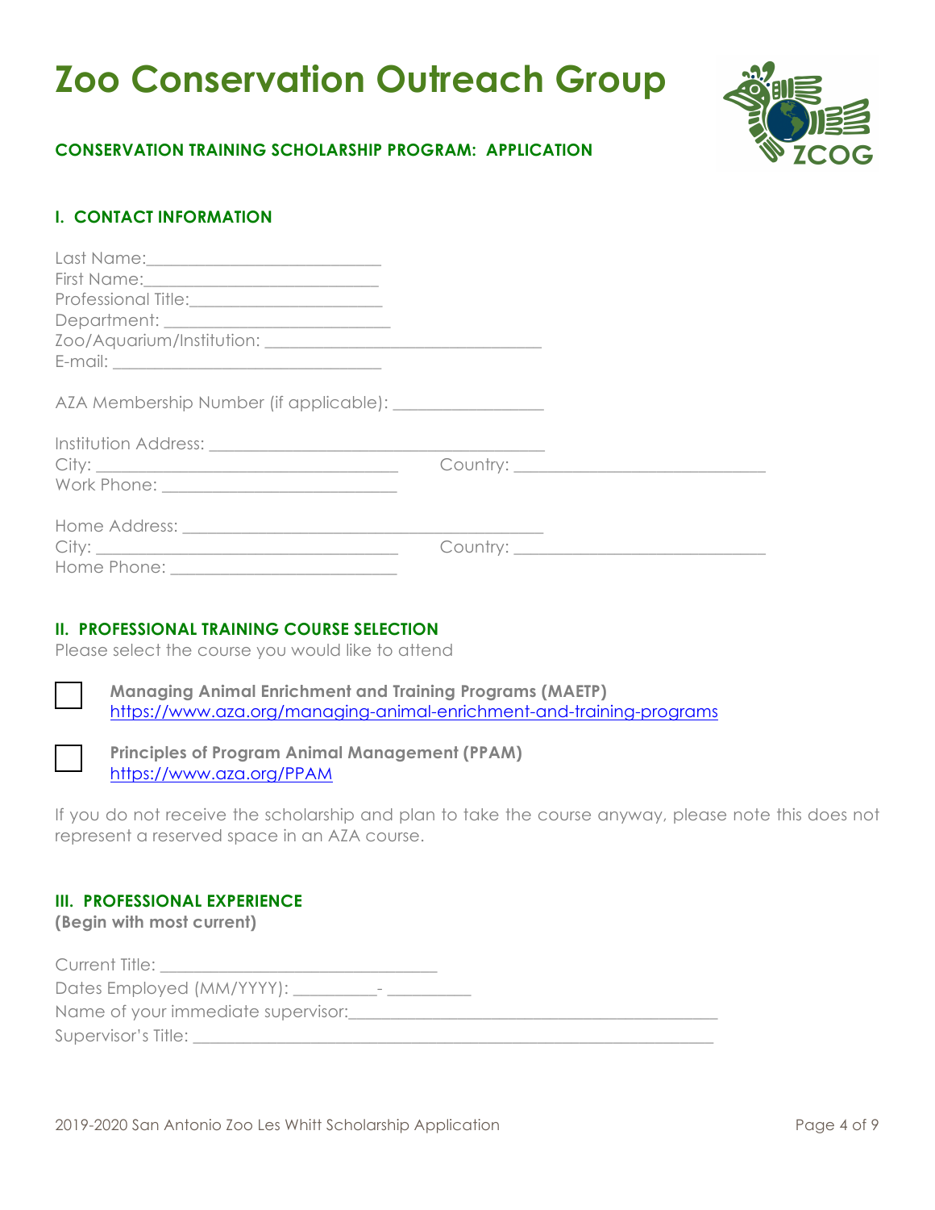# Zoo Conservation Outreach Group

**CONSERVATION TRAINING SCHOLARSHIP PROGRAM: APPLICATION**

### I. CONTACT INFORMATION

Last Name:___________________________
First Name:___________________________
Professional Title:______________________
Department: __________________________
Zoo/Aquarium/Institution: ________________________________
E-mail: _______________________________

AZA Membership Number (if applicable): _________________

Institution Address: ______________________________________
City: ___________________________________ Country: _____________________________
Work Phone: ____________________________

Home Address: __________________________________________
City: ___________________________________ Country: _____________________________
Home Phone: ___________________________

### II. PROFESSIONAL TRAINING COURSE SELECTION

Please select the course you would like to attend

☐ **Managing Animal Enrichment and Training Programs (MAETP)**
https://www.aza.org/managing-animal-enrichment-and-training-programs

☐ **Principles of Program Animal Management (PPAM)**
https://www.aza.org/PPAM

If you do not receive the scholarship and plan to take the course anyway, please note this does not represent a reserved space in an AZA course.

### III. PROFESSIONAL EXPERIENCE

**(Begin with most current)**

Current Title: ________________________________
Dates Employed (MM/YYYY): _________- _________
Name of your immediate supervisor:___________________________________________
Supervisor's Title: _____________________________________________________________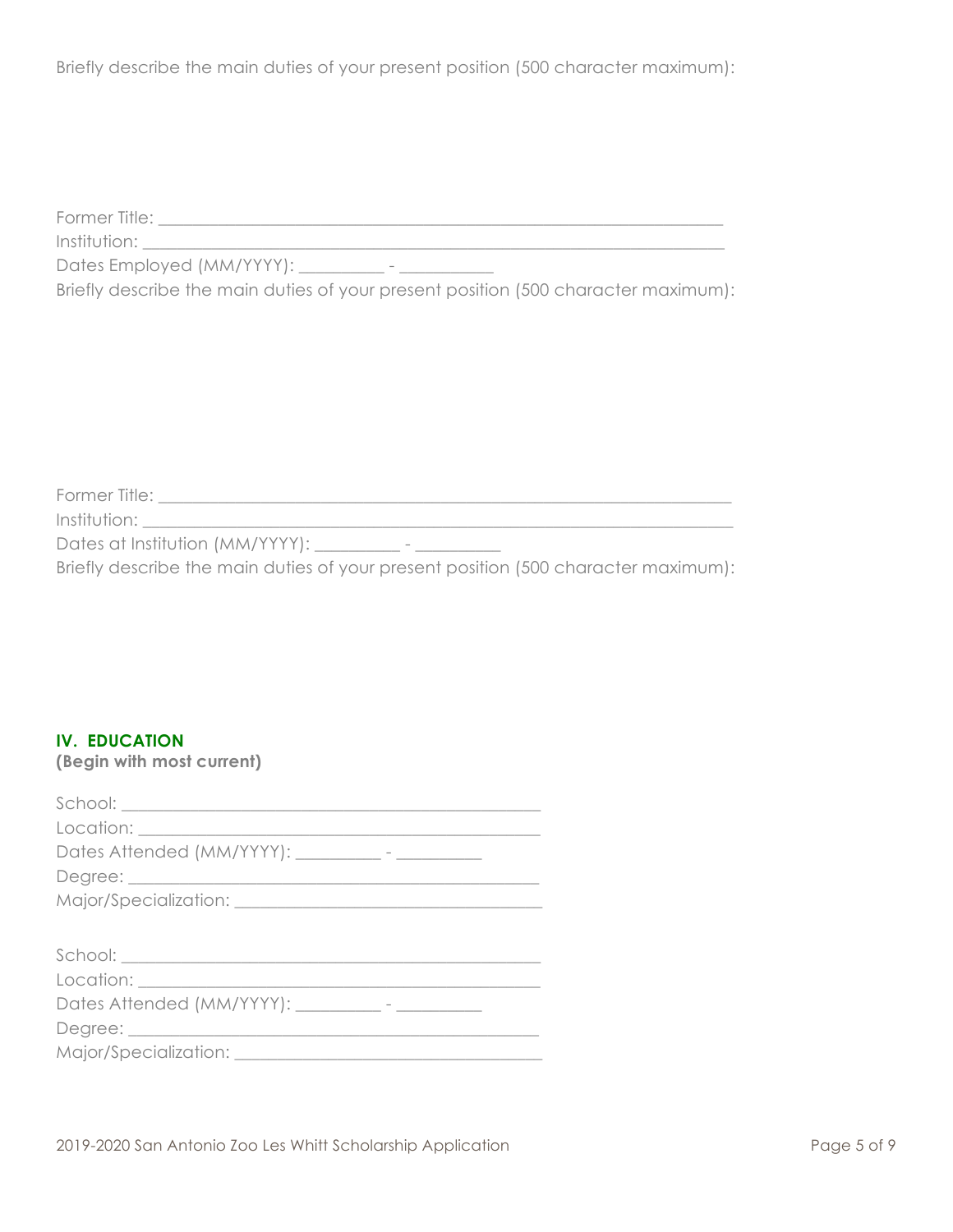Briefly describe the main duties of your present position (500 character maximum):

Former Title: ___________________________________________________________________

Institution: ____________________________________________________________________

Dates Employed (MM/YYYY): __________ - ___________

Briefly describe the main duties of your present position (500 character maximum):

Former Title: ____________________________________________________________________

Institution: _____________________________________________________________________

Dates at Institution (MM/YYYY): __________ - __________

Briefly describe the main duties of your present position (500 character maximum):

## IV. EDUCATION

**(Begin with most current)**

School: _______________________________________________

Location: ______________________________________________

Dates Attended (MM/YYYY): __________ - __________

Degree: _______________________________________________

Major/Specialization: ___________________________________

School: _______________________________________________

Location: ______________________________________________

Dates Attended (MM/YYYY): __________ - __________

Degree: _______________________________________________

Major/Specialization: ___________________________________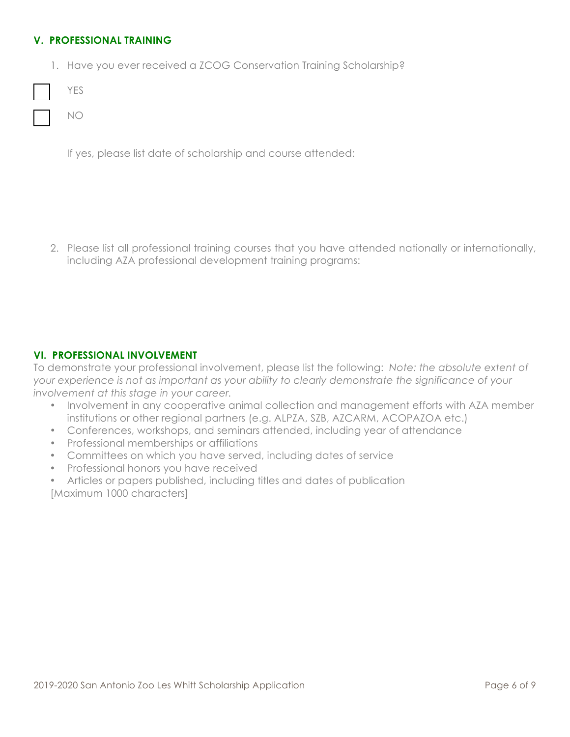## V. PROFESSIONAL TRAINING

1. Have you ever received a ZCOG Conservation Training Scholarship?

- [ ] YES
- [ ] NO

If yes, please list date of scholarship and course attended:

2. Please list all professional training courses that you have attended nationally or internationally, including AZA professional development training programs:

## VI. PROFESSIONAL INVOLVEMENT

To demonstrate your professional involvement, please list the following: *Note: the absolute extent of your experience is not as important as your ability to clearly demonstrate the significance of your involvement at this stage in your career.*

- Involvement in any cooperative animal collection and management efforts with AZA member institutions or other regional partners (e.g. ALPZA, SZB, AZCARM, ACOPAZOA etc.)
- Conferences, workshops, and seminars attended, including year of attendance
- Professional memberships or affiliations
- Committees on which you have served, including dates of service
- Professional honors you have received
- Articles or papers published, including titles and dates of publication

[Maximum 1000 characters]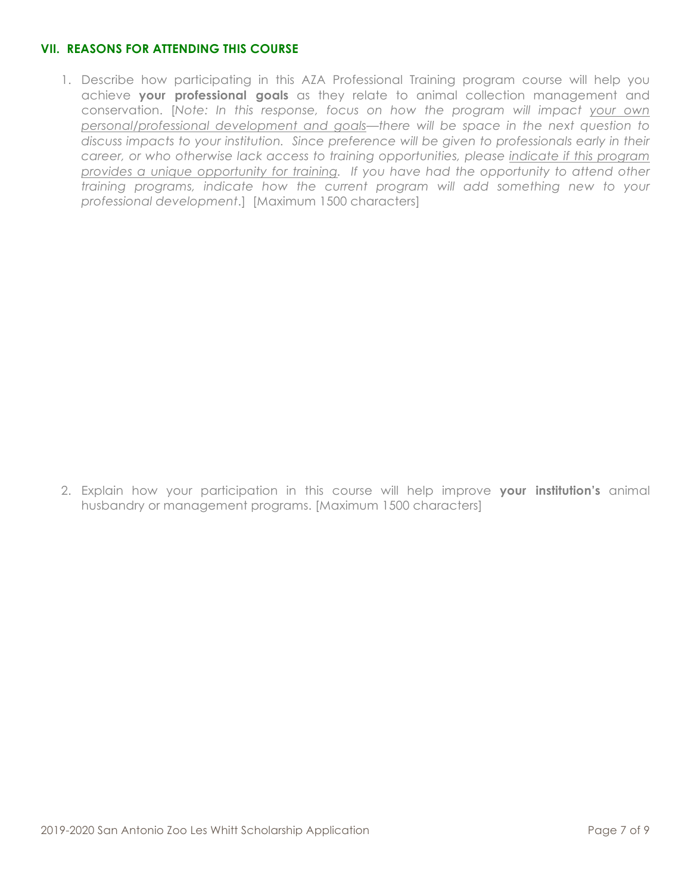## VII. REASONS FOR ATTENDING THIS COURSE

1. Describe how participating in this AZA Professional Training program course will help you achieve **your professional goals** as they relate to animal collection management and conservation. [*Note: In this response, focus on how the program will impact <u>your own personal/professional development and goals</u>—there will be space in the next question to discuss impacts to your institution. Since preference will be given to professionals early in their career, or who otherwise lack access to training opportunities, please <u>indicate if this program provides a unique opportunity for training</u>. If you have had the opportunity to attend other training programs, indicate how the current program will add something new to your professional development*.] [Maximum 1500 characters]

2. Explain how your participation in this course will help improve **your institution's** animal husbandry or management programs. [Maximum 1500 characters]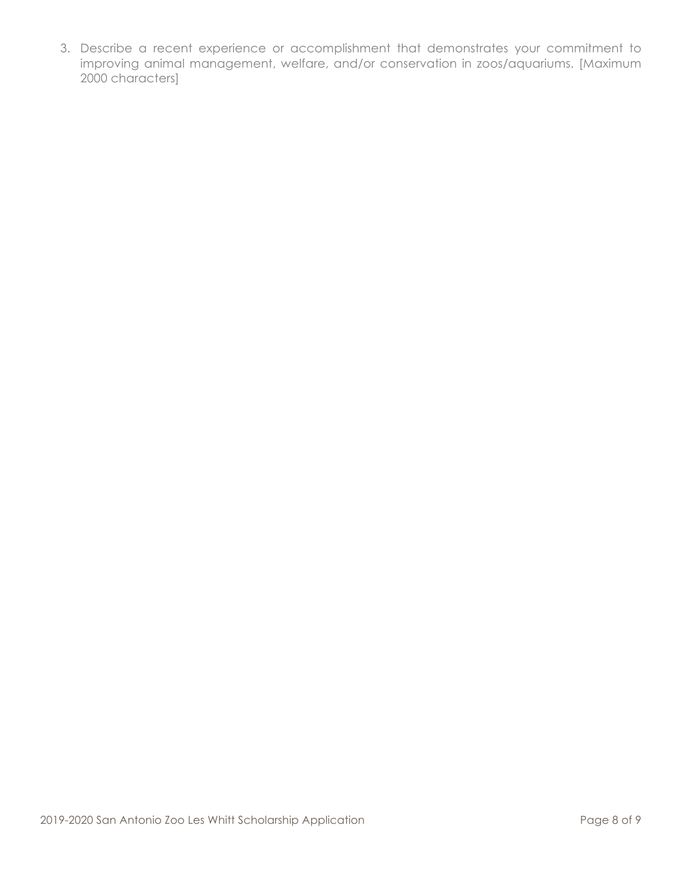3. Describe a recent experience or accomplishment that demonstrates your commitment to improving animal management, welfare, and/or conservation in zoos/aquariums. [Maximum 2000 characters]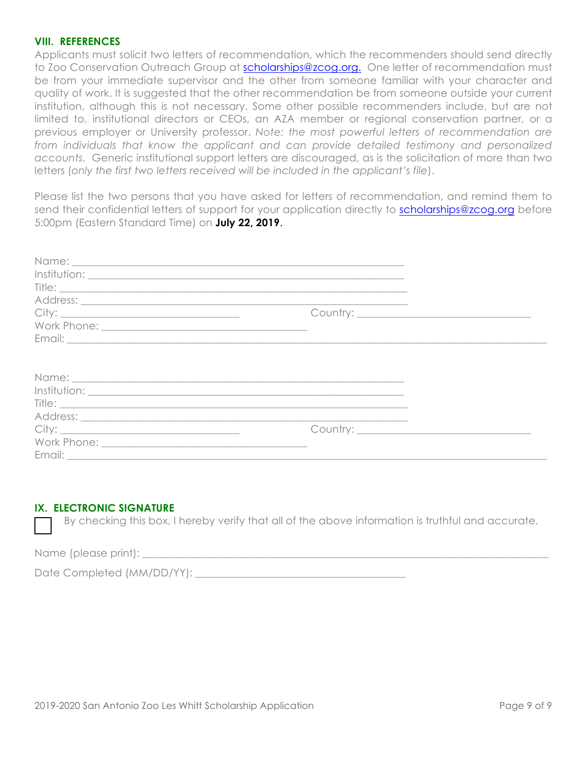## VIII. REFERENCES

Applicants must solicit two letters of recommendation, which the recommenders should send directly to Zoo Conservation Outreach Group at scholarships@zcog.org. One letter of recommendation must be from your immediate supervisor and the other from someone familiar with your character and quality of work. It is suggested that the other recommendation be from someone outside your current institution, although this is not necessary. Some other possible recommenders include, but are not limited to, institutional directors or CEOs, an AZA member or regional conservation partner, or a previous employer or University professor. *Note: the most powerful letters of recommendation are from individuals that know the applicant and can provide detailed testimony and personalized accounts.* Generic institutional support letters are discouraged, as is the solicitation of more than two letters (*only the first two letters received will be included in the applicant's file*).

Please list the two persons that you have asked for letters of recommendation, and remind them to send their confidential letters of support for your application directly to scholarships@zcog.org before 5:00pm (Eastern Standard Time) on **July 22, 2019**.

Name: ______________________________
Institution: ______________________________
Title: ______________________________
Address: ______________________________
City: ____________________ Country: ____________________
Work Phone: ______________________________
Email: ______________________________

Name: ______________________________
Institution: ______________________________
Title: ______________________________
Address: ______________________________
City: ____________________ Country: ____________________
Work Phone: ______________________________
Email: ______________________________

## IX. ELECTRONIC SIGNATURE

☐ By checking this box, I hereby verify that all of the above information is truthful and accurate.

Name (please print): ______________________________

Date Completed (MM/DD/YY): ______________________________